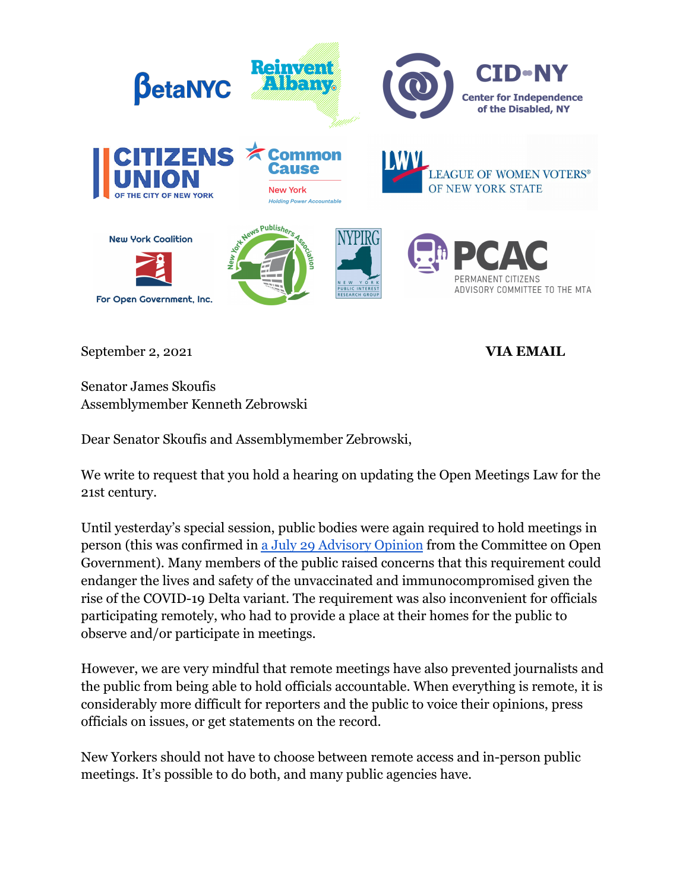September 2, 2021 **VIA EMAIL**

Senator James Skoufis
Assemblymember Kenneth Zebrowski

Dear Senator Skoufis and Assemblymember Zebrowski,

We write to request that you hold a hearing on updating the Open Meetings Law for the 21st century.

Until yesterday's special session, public bodies were again required to hold meetings in person (this was confirmed in a July 29 Advisory Opinion from the Committee on Open Government). Many members of the public raised concerns that this requirement could endanger the lives and safety of the unvaccinated and immunocompromised given the rise of the COVID-19 Delta variant. The requirement was also inconvenient for officials participating remotely, who had to provide a place at their homes for the public to observe and/or participate in meetings.

However, we are very mindful that remote meetings have also prevented journalists and the public from being able to hold officials accountable. When everything is remote, it is considerably more difficult for reporters and the public to voice their opinions, press officials on issues, or get statements on the record.

New Yorkers should not have to choose between remote access and in-person public meetings. It's possible to do both, and many public agencies have.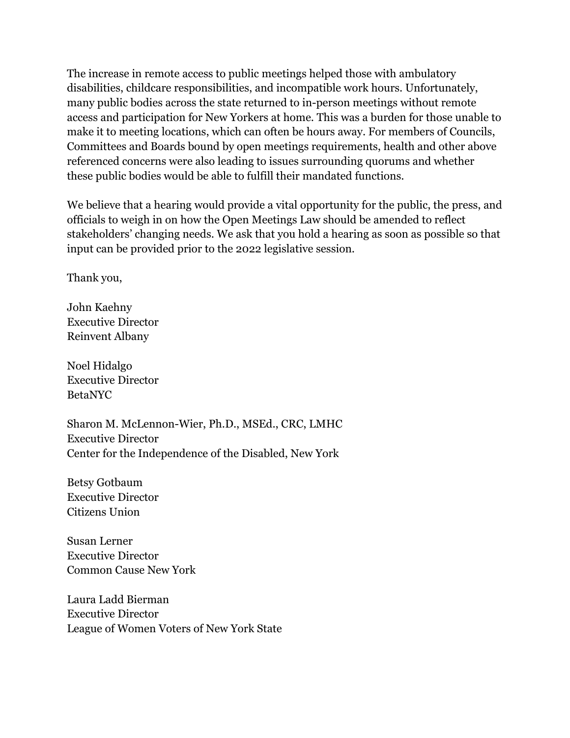The increase in remote access to public meetings helped those with ambulatory disabilities, childcare responsibilities, and incompatible work hours. Unfortunately, many public bodies across the state returned to in-person meetings without remote access and participation for New Yorkers at home. This was a burden for those unable to make it to meeting locations, which can often be hours away. For members of Councils, Committees and Boards bound by open meetings requirements, health and other above referenced concerns were also leading to issues surrounding quorums and whether these public bodies would be able to fulfill their mandated functions.

We believe that a hearing would provide a vital opportunity for the public, the press, and officials to weigh in on how the Open Meetings Law should be amended to reflect stakeholders' changing needs. We ask that you hold a hearing as soon as possible so that input can be provided prior to the 2022 legislative session.

Thank you,

John Kaehny  
Executive Director  
Reinvent Albany

Noel Hidalgo  
Executive Director  
BetaNYC

Sharon M. McLennon-Wier, Ph.D., MSEd., CRC, LMHC  
Executive Director  
Center for the Independence of the Disabled, New York

Betsy Gotbaum  
Executive Director  
Citizens Union

Susan Lerner  
Executive Director  
Common Cause New York

Laura Ladd Bierman  
Executive Director  
League of Women Voters of New York State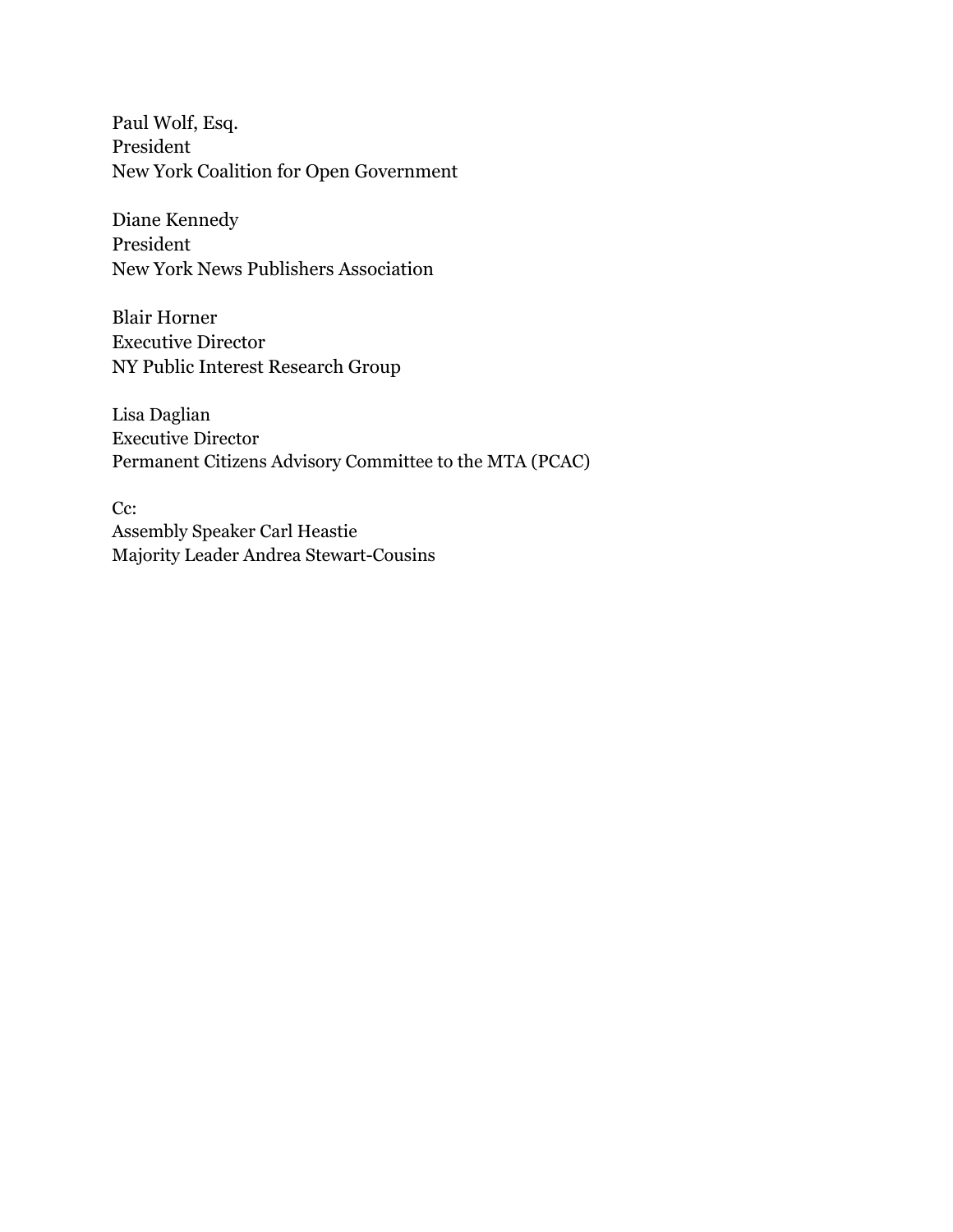Paul Wolf, Esq.
President
New York Coalition for Open Government

Diane Kennedy
President
New York News Publishers Association

Blair Horner
Executive Director
NY Public Interest Research Group

Lisa Daglian
Executive Director
Permanent Citizens Advisory Committee to the MTA (PCAC)

Cc:
Assembly Speaker Carl Heastie
Majority Leader Andrea Stewart-Cousins